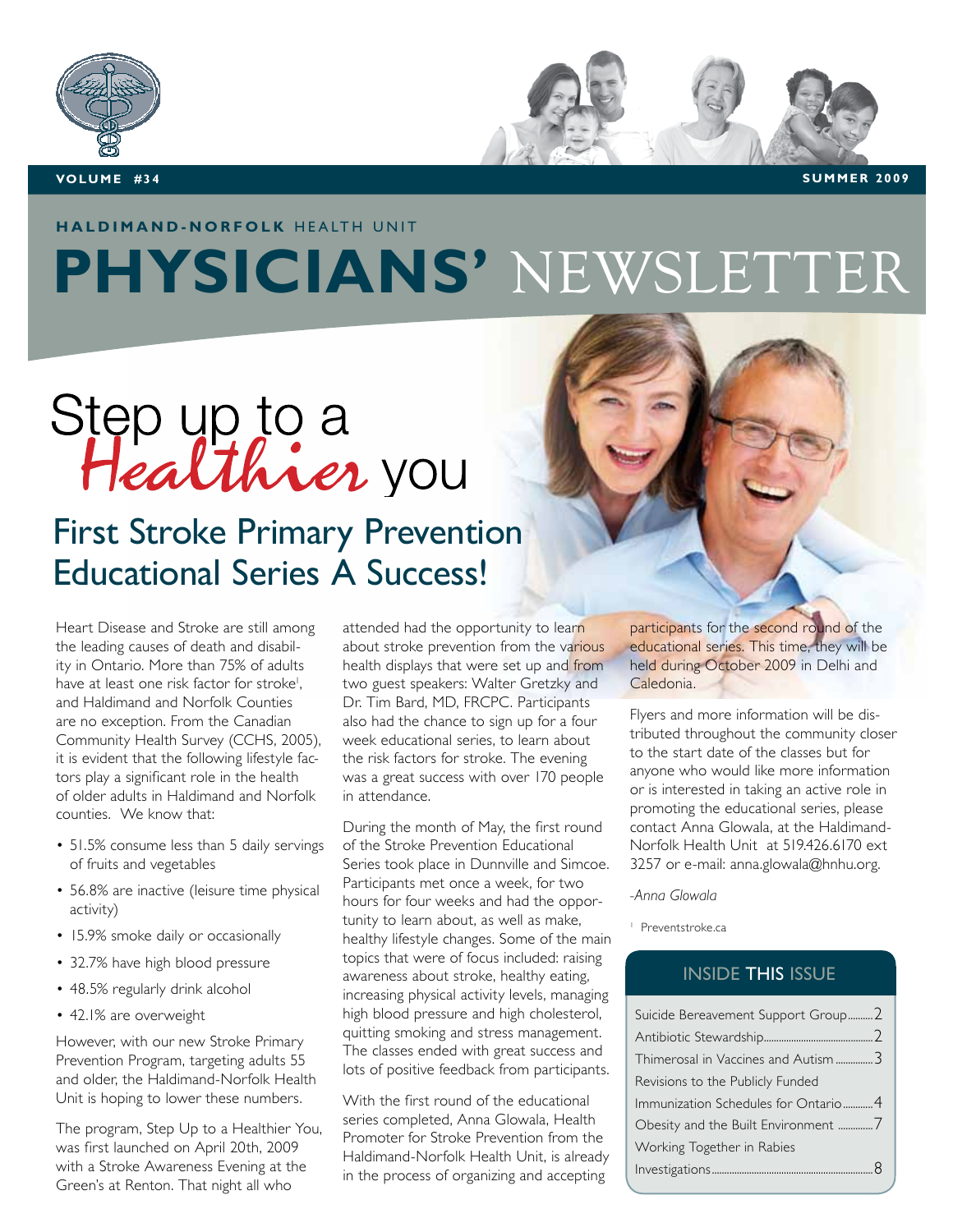VOLUME #34 SUMMER 2009

**HALDIMAND-NORFOLK** HEALTH UNIT

# PHYSICIANS' NEWSLETTER

# Step up to a *Healthier* you

## First Stroke Primary Prevention Educational Series A Success!

Heart Disease and Stroke are still among the leading causes of death and disability in Ontario. More than 75% of adults have at least one risk factor for stroke[1], and Haldimand and Norfolk Counties are no exception. From the Canadian Community Health Survey (CCHS, 2005), it is evident that the following lifestyle factors play a significant role in the health of older adults in Haldimand and Norfolk counties. We know that:

- 51.5% consume less than 5 daily servings of fruits and vegetables
- 56.8% are inactive (leisure time physical activity)
- 15.9% smoke daily or occasionally
- 32.7% have high blood pressure
- 48.5% regularly drink alcohol
- 42.1% are overweight

However, with our new Stroke Primary Prevention Program, targeting adults 55 and older, the Haldimand-Norfolk Health Unit is hoping to lower these numbers.

The program, Step Up to a Healthier You, was first launched on April 20th, 2009 with a Stroke Awareness Evening at the Green's at Renton. That night all who attended had the opportunity to learn about stroke prevention from the various health displays that were set up and from two guest speakers: Walter Gretzky and Dr. Tim Bard, MD, FRCPC. Participants also had the chance to sign up for a four week educational series, to learn about the risk factors for stroke. The evening was a great success with over 170 people in attendance.

During the month of May, the first round of the Stroke Prevention Educational Series took place in Dunnville and Simcoe. Participants met once a week, for two hours for four weeks and had the opportunity to learn about, as well as make, healthy lifestyle changes. Some of the main topics that were of focus included: raising awareness about stroke, healthy eating, increasing physical activity levels, managing high blood pressure and high cholesterol, quitting smoking and stress management. The classes ended with great success and lots of positive feedback from participants.

With the first round of the educational series completed, Anna Glowala, Health Promoter for Stroke Prevention from the Haldimand-Norfolk Health Unit, is already in the process of organizing and accepting participants for the second round of the educational series. This time, they will be held during October 2009 in Delhi and Caledonia.

Flyers and more information will be distributed throughout the community closer to the start date of the classes but for anyone who would like more information or is interested in taking an active role in promoting the educational series, please contact Anna Glowala, at the Haldimand-Norfolk Health Unit at 519.426.6170 ext 3257 or e-mail: anna.glowala@hnhu.org.

*-Anna Glowala*

[1] Preventstroke.ca

### INSIDE THIS ISSUE

| | |
|---|---|
| Suicide Bereavement Support Group | 2 |
| Antibiotic Stewardship | 2 |
| Thimerosal in Vaccines and Autism | 3 |
| Revisions to the Publicly Funded Immunization Schedules for Ontario | 4 |
| Obesity and the Built Environment | 7 |
| Working Together in Rabies Investigations | 8 |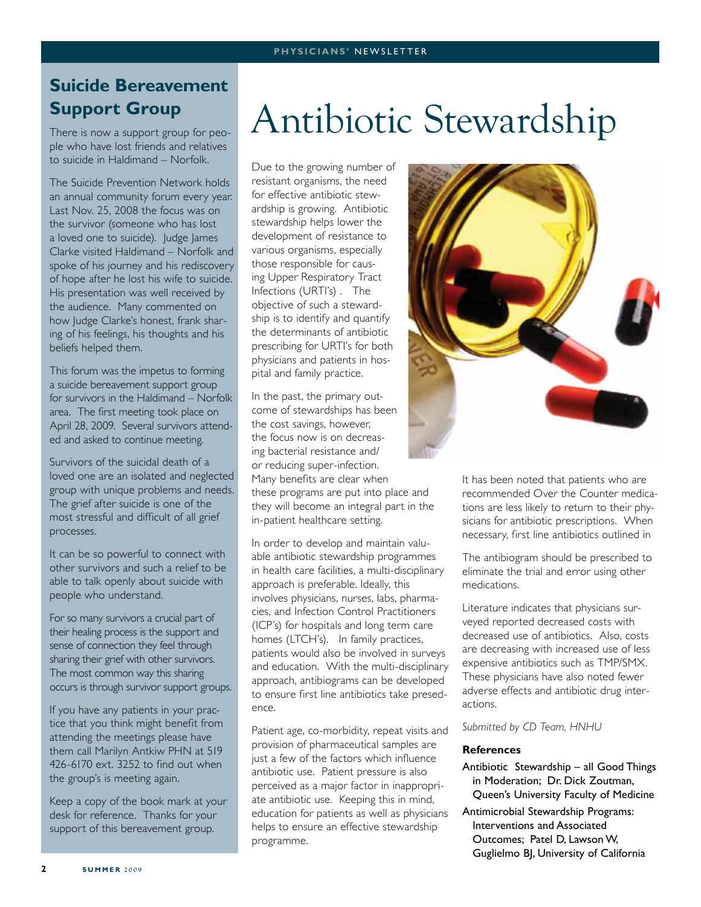## Suicide Bereavement Support Group

There is now a support group for people who have lost friends and relatives to suicide in Haldimand – Norfolk.

The Suicide Prevention Network holds an annual community forum every year. Last Nov. 25, 2008 the focus was on the survivor (someone who has lost a loved one to suicide). Judge James Clarke visited Haldimand – Norfolk and spoke of his journey and his rediscovery of hope after he lost his wife to suicide. His presentation was well received by the audience. Many commented on how Judge Clarke's honest, frank sharing of his feelings, his thoughts and his beliefs helped them.

This forum was the impetus to forming a suicide bereavement support group for survivors in the Haldimand – Norfolk area. The first meeting took place on April 28, 2009. Several survivors attended and asked to continue meeting.

Survivors of the suicidal death of a loved one are an isolated and neglected group with unique problems and needs. The grief after suicide is one of the most stressful and difficult of all grief processes.

It can be so powerful to connect with other survivors and such a relief to be able to talk openly about suicide with people who understand.

For so many survivors a crucial part of their healing process is the support and sense of connection they feel through sharing their grief with other survivors. The most common way this sharing occurs is through survivor support groups.

If you have any patients in your practice that you think might benefit from attending the meetings please have them call Marilyn Antkiw PHN at 519 426-6170 ext. 3252 to find out when the group's is meeting again.

Keep a copy of the book mark at your desk for reference. Thanks for your support of this bereavement group.

# Antibiotic Stewardship

Due to the growing number of resistant organisms, the need for effective antibiotic stewardship is growing. Antibiotic stewardship helps lower the development of resistance to various organisms, especially those responsible for causing Upper Respiratory Tract Infections (URTI's) . The objective of such a stewardship is to identify and quantify the determinants of antibiotic prescribing for URTI's for both physicians and patients in hospital and family practice.

In the past, the primary outcome of stewardships has been the cost savings, however, the focus now is on decreasing bacterial resistance and/or reducing super-infection. Many benefits are clear when these programs are put into place and they will become an integral part in the in-patient healthcare setting.

In order to develop and maintain valuable antibiotic stewardship programmes in health care facilities, a multi-disciplinary approach is preferable. Ideally, this involves physicians, nurses, labs, pharmacies, and Infection Control Practitioners (ICP's) for hospitals and long term care homes (LTCH's). In family practices, patients would also be involved in surveys and education. With the multi-disciplinary approach, antibiograms can be developed to ensure first line antibiotics take presedence.

Patient age, co-morbidity, repeat visits and provision of pharmaceutical samples are just a few of the factors which influence antibiotic use. Patient pressure is also perceived as a major factor in inappropriate antibiotic use. Keeping this in mind, education for patients as well as physicians helps to ensure an effective stewardship programme.

It has been noted that patients who are recommended Over the Counter medications are less likely to return to their physicians for antibiotic prescriptions. When necessary, first line antibiotics outlined in

The antibiogram should be prescribed to eliminate the trial and error using other medications.

Literature indicates that physicians surveyed reported decreased costs with decreased use of antibiotics. Also, costs are decreasing with increased use of less expensive antibiotics such as TMP/SMX. These physicians have also noted fewer adverse effects and antibiotic drug interactions.

*Submitted by CD Team, HNHU*

**References**

Antibiotic Stewardship – all Good Things in Moderation; Dr. Dick Zoutman, Queen's University Faculty of Medicine

Antimicrobial Stewardship Programs: Interventions and Associated Outcomes; Patel D, Lawson W, Guglielmo BJ, University of California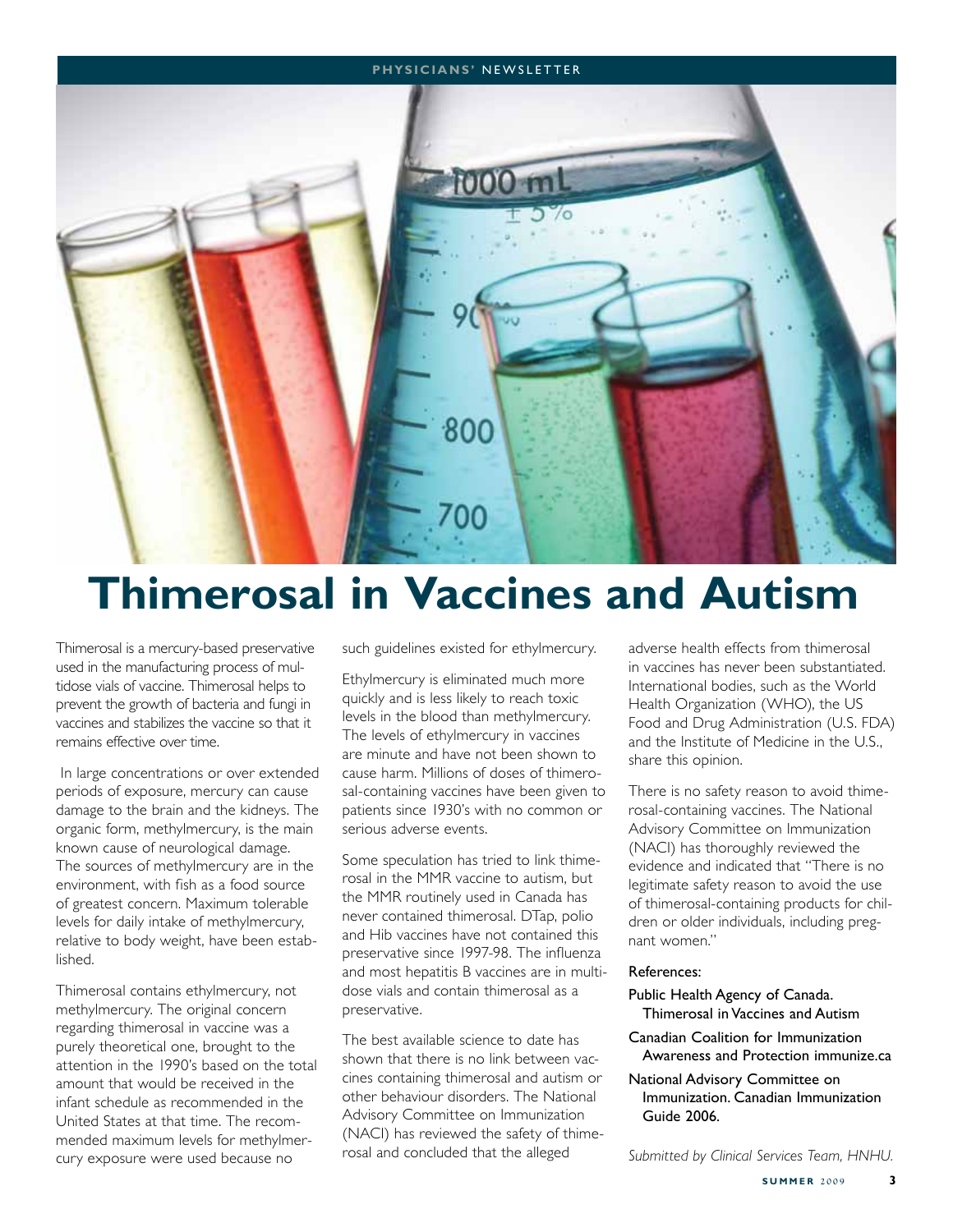# Thimerosal in Vaccines and Autism

Thimerosal is a mercury-based preservative used in the manufacturing process of multidose vials of vaccine. Thimerosal helps to prevent the growth of bacteria and fungi in vaccines and stabilizes the vaccine so that it remains effective over time.

In large concentrations or over extended periods of exposure, mercury can cause damage to the brain and the kidneys. The organic form, methylmercury, is the main known cause of neurological damage. The sources of methylmercury are in the environment, with fish as a food source of greatest concern. Maximum tolerable levels for daily intake of methylmercury, relative to body weight, have been established.

Thimerosal contains ethylmercury, not methylmercury. The original concern regarding thimerosal in vaccine was a purely theoretical one, brought to the attention in the 1990's based on the total amount that would be received in the infant schedule as recommended in the United States at that time. The recommended maximum levels for methylmercury exposure were used because no such guidelines existed for ethylmercury.

Ethylmercury is eliminated much more quickly and is less likely to reach toxic levels in the blood than methylmercury. The levels of ethylmercury in vaccines are minute and have not been shown to cause harm. Millions of doses of thimerosal-containing vaccines have been given to patients since 1930's with no common or serious adverse events.

Some speculation has tried to link thimerosal in the MMR vaccine to autism, but the MMR routinely used in Canada has never contained thimerosal. DTap, polio and Hib vaccines have not contained this preservative since 1997-98. The influenza and most hepatitis B vaccines are in multidose vials and contain thimerosal as a preservative.

The best available science to date has shown that there is no link between vaccines containing thimerosal and autism or other behaviour disorders. The National Advisory Committee on Immunization (NACI) has reviewed the safety of thimerosal and concluded that the alleged adverse health effects from thimerosal in vaccines has never been substantiated. International bodies, such as the World Health Organization (WHO), the US Food and Drug Administration (U.S. FDA) and the Institute of Medicine in the U.S., share this opinion.

There is no safety reason to avoid thimerosal-containing vaccines. The National Advisory Committee on Immunization (NACI) has thoroughly reviewed the evidence and indicated that "There is no legitimate safety reason to avoid the use of thimerosal-containing products for children or older individuals, including pregnant women."

**References:**

- Public Health Agency of Canada. Thimerosal in Vaccines and Autism
- Canadian Coalition for Immunization Awareness and Protection immunize.ca
- National Advisory Committee on Immunization. Canadian Immunization Guide 2006.

*Submitted by Clinical Services Team, HNHU.*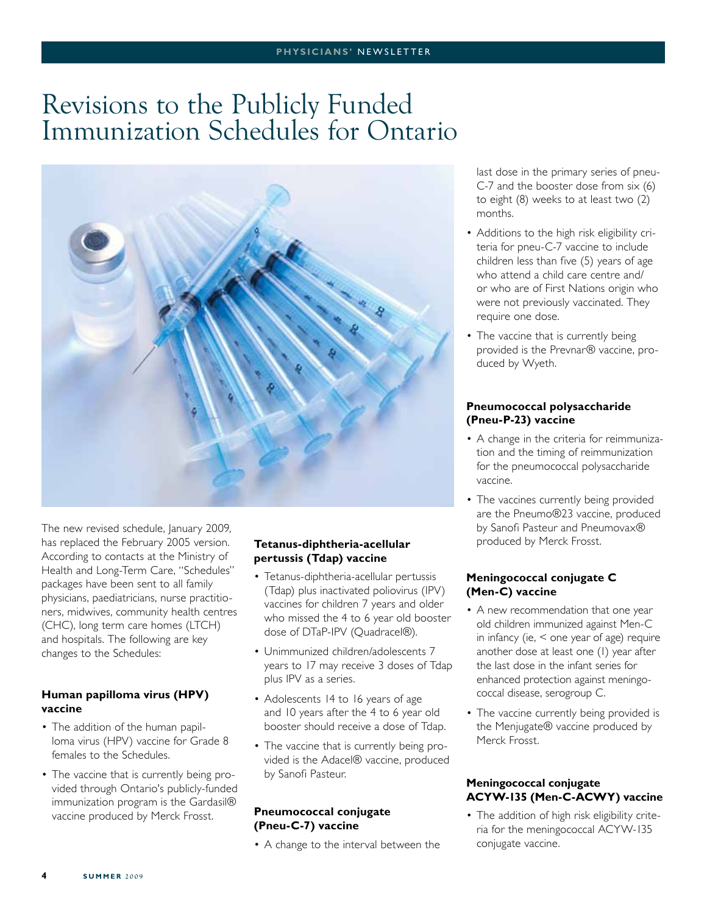# Revisions to the Publicly Funded Immunization Schedules for Ontario

The new revised schedule, January 2009, has replaced the February 2005 version. According to contacts at the Ministry of Health and Long-Term Care, "Schedules" packages have been sent to all family physicians, paediatricians, nurse practitioners, midwives, community health centres (CHC), long term care homes (LTCH) and hospitals. The following are key changes to the Schedules:

### Human papilloma virus (HPV) vaccine

- The addition of the human papilloma virus (HPV) vaccine for Grade 8 females to the Schedules.
- The vaccine that is currently being provided through Ontario's publicly-funded immunization program is the Gardasil® vaccine produced by Merck Frosst.

### Tetanus-diphtheria-acellular pertussis (Tdap) vaccine

- Tetanus-diphtheria-acellular pertussis (Tdap) plus inactivated poliovirus (IPV) vaccines for children 7 years and older who missed the 4 to 6 year old booster dose of DTaP-IPV (Quadracel®).
- Unimmunized children/adolescents 7 years to 17 may receive 3 doses of Tdap plus IPV as a series.
- Adolescents 14 to 16 years of age and 10 years after the 4 to 6 year old booster should receive a dose of Tdap.
- The vaccine that is currently being provided is the Adacel® vaccine, produced by Sanofi Pasteur.

### Pneumococcal conjugate (Pneu-C-7) vaccine

- A change to the interval between the last dose in the primary series of pneu-C-7 and the booster dose from six (6) to eight (8) weeks to at least two (2) months.
- Additions to the high risk eligibility criteria for pneu-C-7 vaccine to include children less than five (5) years of age who attend a child care centre and/or who are of First Nations origin who were not previously vaccinated. They require one dose.
- The vaccine that is currently being provided is the Prevnar® vaccine, produced by Wyeth.

### Pneumococcal polysaccharide (Pneu-P-23) vaccine

- A change in the criteria for reimmunization and the timing of reimmunization for the pneumococcal polysaccharide vaccine.
- The vaccines currently being provided are the Pneumo®23 vaccine, produced by Sanofi Pasteur and Pneumovax® produced by Merck Frosst.

### Meningococcal conjugate C (Men-C) vaccine

- A new recommendation that one year old children immunized against Men-C in infancy (ie, < one year of age) require another dose at least one (1) year after the last dose in the infant series for enhanced protection against meningococcal disease, serogroup C.
- The vaccine currently being provided is the Menjugate® vaccine produced by Merck Frosst.

### Meningococcal conjugate ACYW-135 (Men-C-ACWY) vaccine

- The addition of high risk eligibility criteria for the meningococcal ACYW-135 conjugate vaccine.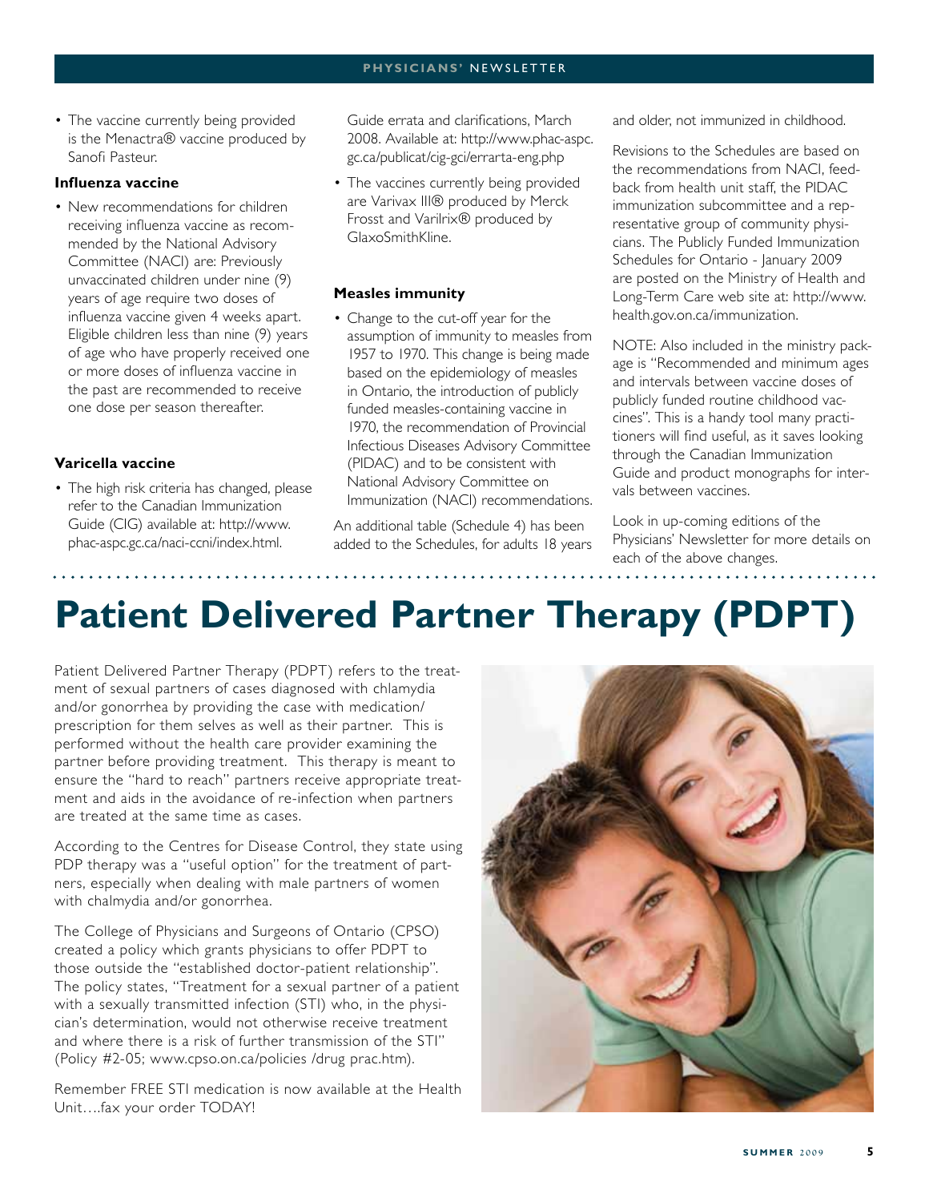- The vaccine currently being provided is the Menactra® vaccine produced by Sanofi Pasteur.

**Influenza vaccine**

- New recommendations for children receiving influenza vaccine as recommended by the National Advisory Committee (NACI) are: Previously unvaccinated children under nine (9) years of age require two doses of influenza vaccine given 4 weeks apart. Eligible children less than nine (9) years of age who have properly received one or more doses of influenza vaccine in the past are recommended to receive one dose per season thereafter.

**Varicella vaccine**

- The high risk criteria has changed, please refer to the Canadian Immunization Guide (CIG) available at: http://www.phac-aspc.gc.ca/naci-ccni/index.html. Guide errata and clarifications, March 2008. Available at: http://www.phac-aspc.gc.ca/publicat/cig-gci/errarta-eng.php
- The vaccines currently being provided are Varivax III® produced by Merck Frosst and Varilrix® produced by GlaxoSmithKline.

**Measles immunity**

- Change to the cut-off year for the assumption of immunity to measles from 1957 to 1970. This change is being made based on the epidemiology of measles in Ontario, the introduction of publicly funded measles-containing vaccine in 1970, the recommendation of Provincial Infectious Diseases Advisory Committee (PIDAC) and to be consistent with National Advisory Committee on Immunization (NACI) recommendations.

An additional table (Schedule 4) has been added to the Schedules, for adults 18 years and older, not immunized in childhood.

Revisions to the Schedules are based on the recommendations from NACI, feedback from health unit staff, the PIDAC immunization subcommittee and a representative group of community physicians. The Publicly Funded Immunization Schedules for Ontario - January 2009 are posted on the Ministry of Health and Long-Term Care web site at: http://www.health.gov.on.ca/immunization.

NOTE: Also included in the ministry package is "Recommended and minimum ages and intervals between vaccine doses of publicly funded routine childhood vaccines". This is a handy tool many practitioners will find useful, as it saves looking through the Canadian Immunization Guide and product monographs for intervals between vaccines.

Look in up-coming editions of the Physicians' Newsletter for more details on each of the above changes.

# Patient Delivered Partner Therapy (PDPT)

Patient Delivered Partner Therapy (PDPT) refers to the treatment of sexual partners of cases diagnosed with chlamydia and/or gonorrhea by providing the case with medication/prescription for them selves as well as their partner. This is performed without the health care provider examining the partner before providing treatment. This therapy is meant to ensure the "hard to reach" partners receive appropriate treatment and aids in the avoidance of re-infection when partners are treated at the same time as cases.

According to the Centres for Disease Control, they state using PDP therapy was a "useful option" for the treatment of partners, especially when dealing with male partners of women with chalmydia and/or gonorrhea.

The College of Physicians and Surgeons of Ontario (CPSO) created a policy which grants physicians to offer PDPT to those outside the "established doctor-patient relationship". The policy states, "Treatment for a sexual partner of a patient with a sexually transmitted infection (STI) who, in the physician's determination, would not otherwise receive treatment and where there is a risk of further transmission of the STI" (Policy #2-05; www.cpso.on.ca/policies /drug prac.htm).

Remember FREE STI medication is now available at the Health Unit….fax your order TODAY!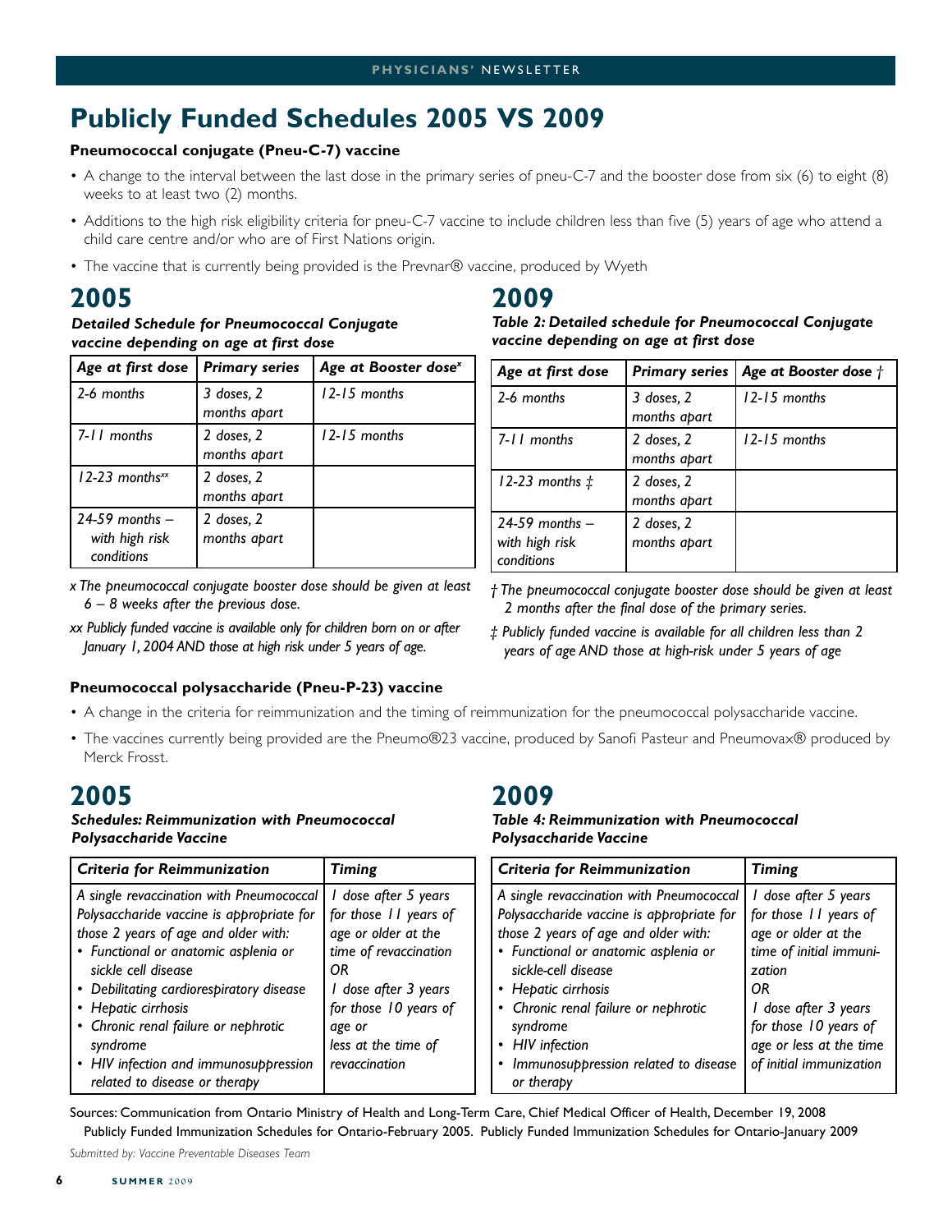# Publicly Funded Schedules 2005 VS 2009

**Pneumococcal conjugate (Pneu-C-7) vaccine**

- A change to the interval between the last dose in the primary series of pneu-C-7 and the booster dose from six (6) to eight (8) weeks to at least two (2) months.
- Additions to the high risk eligibility criteria for pneu-C-7 vaccine to include children less than five (5) years of age who attend a child care centre and/or who are of First Nations origin.
- The vaccine that is currently being provided is the Prevnar® vaccine, produced by Wyeth

## 2005

***Detailed Schedule for Pneumococcal Conjugate vaccine depending on age at first dose***

| *Age at first dose* | *Primary series* | *Age at Booster dose[x]* |
|---|---|---|
| *2-6 months* | *3 doses, 2 months apart* | *12-15 months* |
| *7-11 months* | *2 doses, 2 months apart* | *12-15 months* |
| *12-23 months[xx]* | *2 doses, 2 months apart* | |
| *24-59 months – with high risk conditions* | *2 doses, 2 months apart* | |

*x The pneumococcal conjugate booster dose should be given at least 6 – 8 weeks after the previous dose.*

*xx Publicly funded vaccine is available only for children born on or after January 1, 2004 AND those at high risk under 5 years of age.*

## 2009

***Table 2: Detailed schedule for Pneumococcal Conjugate vaccine depending on age at first dose***

| *Age at first dose* | *Primary series* | *Age at Booster dose †* |
|---|---|---|
| *2-6 months* | *3 doses, 2 months apart* | *12-15 months* |
| *7-11 months* | *2 doses, 2 months apart* | *12-15 months* |
| *12-23 months ‡* | *2 doses, 2 months apart* | |
| *24-59 months – with high risk conditions* | *2 doses, 2 months apart* | |

*† The pneumococcal conjugate booster dose should be given at least 2 months after the final dose of the primary series.*

*‡ Publicly funded vaccine is available for all children less than 2 years of age AND those at high-risk under 5 years of age*

**Pneumococcal polysaccharide (Pneu-P-23) vaccine**

- A change in the criteria for reimmunization and the timing of reimmunization for the pneumococcal polysaccharide vaccine.
- The vaccines currently being provided are the Pneumo®23 vaccine, produced by Sanofi Pasteur and Pneumovax® produced by Merck Frosst.

## 2005

***Schedules: Reimmunization with Pneumococcal Polysaccharide Vaccine***

| *Criteria for Reimmunization* | *Timing* |
|---|---|
| *A single revaccination with Pneumococcal Polysaccharide vaccine is appropriate for those 2 years of age and older with:* <br> • *Functional or anatomic asplenia or sickle cell disease* <br> • *Debilitating cardiorespiratory disease* <br> • *Hepatic cirrhosis* <br> • *Chronic renal failure or nephrotic syndrome* <br> • *HIV infection and immunosuppression related to disease or therapy* | *1 dose after 5 years for those 11 years of age or older at the time of revaccination* <br> *OR* <br> *1 dose after 3 years for those 10 years of age or less at the time of revaccination* |

## 2009

***Table 4: Reimmunization with Pneumococcal Polysaccharide Vaccine***

| *Criteria for Reimmunization* | *Timing* |
|---|---|
| *A single revaccination with Pneumococcal Polysaccharide vaccine is appropriate for those 2 years of age and older with:* <br> • *Functional or anatomic asplenia or sickle-cell disease* <br> • *Hepatic cirrhosis* <br> • *Chronic renal failure or nephrotic syndrome* <br> • *HIV infection* <br> • *Immunosuppression related to disease or therapy* | *1 dose after 5 years for those 11 years of age or older at the time of initial immunization* <br> *OR* <br> *1 dose after 3 years for those 10 years of age or less at the time of initial immunization* |

Sources: Communication from Ontario Ministry of Health and Long-Term Care, Chief Medical Officer of Health, December 19, 2008
Publicly Funded Immunization Schedules for Ontario-February 2005. Publicly Funded Immunization Schedules for Ontario-January 2009

*Submitted by: Vaccine Preventable Diseases Team*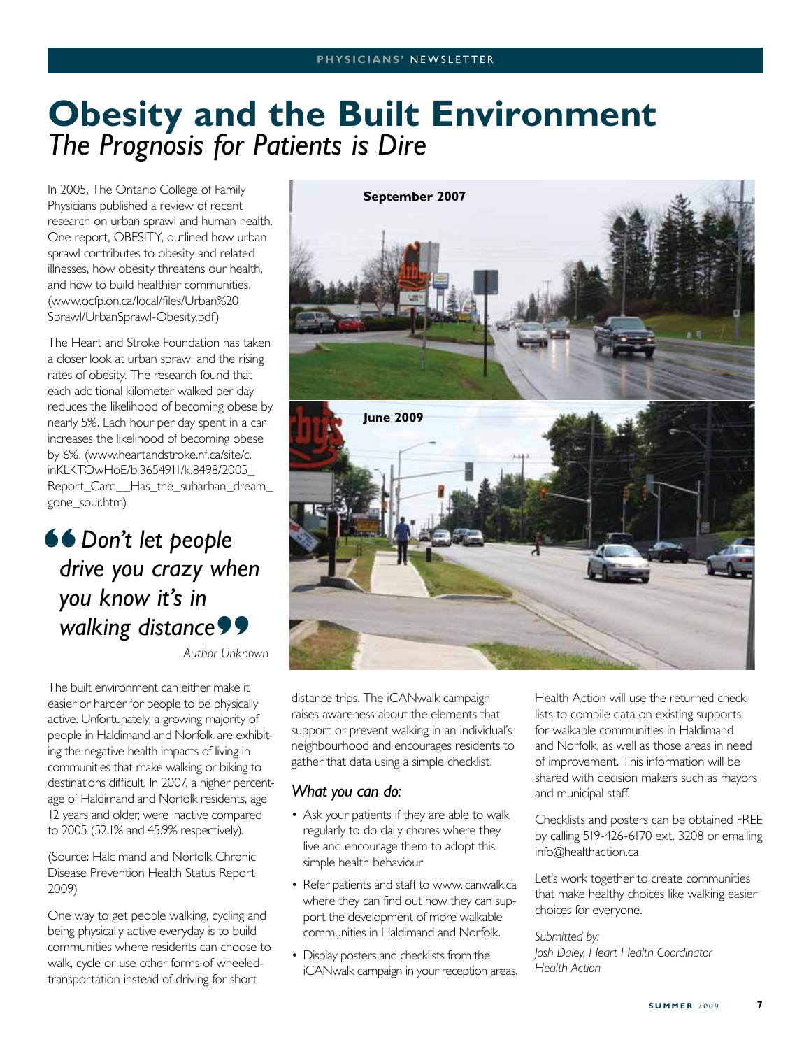# Obesity and the Built Environment

## *The Prognosis for Patients is Dire*

In 2005, The Ontario College of Family Physicians published a review of recent research on urban sprawl and human health. One report, OBESITY, outlined how urban sprawl contributes to obesity and related illnesses, how obesity threatens our health, and how to build healthier communities. (www.ocfp.on.ca/local/files/Urban%20 Sprawl/UrbanSprawl-Obesity.pdf)

The Heart and Stroke Foundation has taken a closer look at urban sprawl and the rising rates of obesity. The research found that each additional kilometer walked per day reduces the likelihood of becoming obese by nearly 5%. Each hour per day spent in a car increases the likelihood of becoming obese by 6%. (www.heartandstroke.nf.ca/site/c.inKLKTOwHoE/b.3654911/k.8498/2005_Report_Card__Has_the_subarban_dream_gone_sour.htm)

> *"Don't let people drive you crazy when you know it's in walking distance"*
>
> *Author Unknown*

**September 2007**

**June 2009**

The built environment can either make it easier or harder for people to be physically active. Unfortunately, a growing majority of people in Haldimand and Norfolk are exhibiting the negative health impacts of living in communities that make walking or biking to destinations difficult. In 2007, a higher percentage of Haldimand and Norfolk residents, age 12 years and older, were inactive compared to 2005 (52.1% and 45.9% respectively).

(Source: Haldimand and Norfolk Chronic Disease Prevention Health Status Report 2009)

One way to get people walking, cycling and being physically active everyday is to build communities where residents can choose to walk, cycle or use other forms of wheeled-transportation instead of driving for short distance trips. The iCANwalk campaign raises awareness about the elements that support or prevent walking in an individual's neighbourhood and encourages residents to gather that data using a simple checklist.

### *What you can do:*

- Ask your patients if they are able to walk regularly to do daily chores where they live and encourage them to adopt this simple health behaviour
- Refer patients and staff to www.icanwalk.ca where they can find out how they can support the development of more walkable communities in Haldimand and Norfolk.
- Display posters and checklists from the iCANwalk campaign in your reception areas.

Health Action will use the returned checklists to compile data on existing supports for walkable communities in Haldimand and Norfolk, as well as those areas in need of improvement. This information will be shared with decision makers such as mayors and municipal staff.

Checklists and posters can be obtained FREE by calling 519-426-6170 ext. 3208 or emailing info@healthaction.ca

Let's work together to create communities that make healthy choices like walking easier choices for everyone.

*Submitted by:*
*Josh Daley, Heart Health Coordinator*
*Health Action*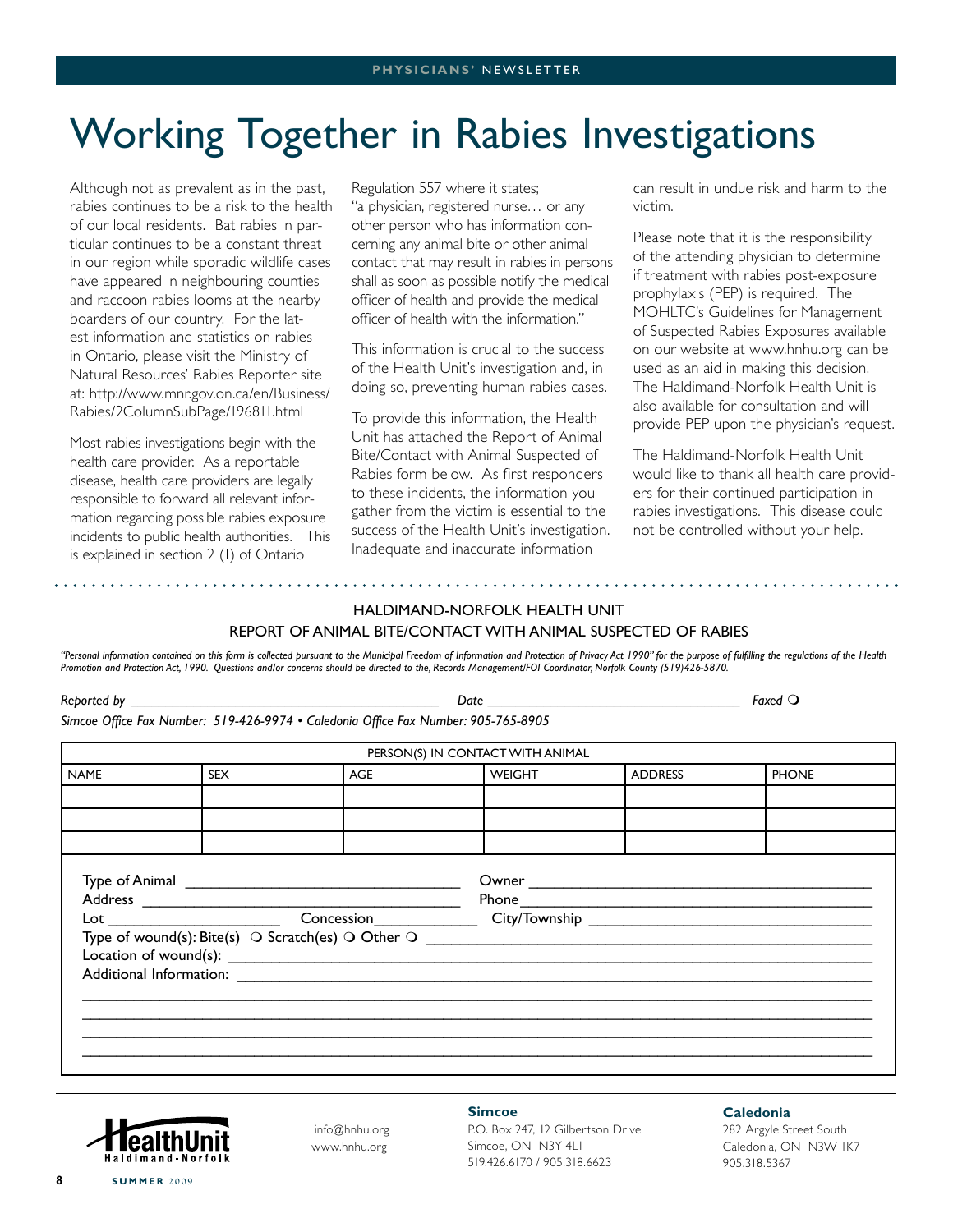# Working Together in Rabies Investigations

Although not as prevalent as in the past, rabies continues to be a risk to the health of our local residents. Bat rabies in particular continues to be a constant threat in our region while sporadic wildlife cases have appeared in neighbouring counties and raccoon rabies looms at the nearby boarders of our country. For the latest information and statistics on rabies in Ontario, please visit the Ministry of Natural Resources' Rabies Reporter site at: http://www.mnr.gov.on.ca/en/Business/Rabies/2ColumnSubPage/196811.html

Most rabies investigations begin with the health care provider. As a reportable disease, health care providers are legally responsible to forward all relevant information regarding possible rabies exposure incidents to public health authorities. This is explained in section 2 (1) of Ontario Regulation 557 where it states; "a physician, registered nurse… or any other person who has information concerning any animal bite or other animal contact that may result in rabies in persons shall as soon as possible notify the medical officer of health and provide the medical officer of health with the information."

This information is crucial to the success of the Health Unit's investigation and, in doing so, preventing human rabies cases.

To provide this information, the Health Unit has attached the Report of Animal Bite/Contact with Animal Suspected of Rabies form below. As first responders to these incidents, the information you gather from the victim is essential to the success of the Health Unit's investigation. Inadequate and inaccurate information can result in undue risk and harm to the victim.

Please note that it is the responsibility of the attending physician to determine if treatment with rabies post-exposure prophylaxis (PEP) is required. The MOHLTC's Guidelines for Management of Suspected Rabies Exposures available on our website at www.hnhu.org can be used as an aid in making this decision. The Haldimand-Norfolk Health Unit is also available for consultation and will provide PEP upon the physician's request.

The Haldimand-Norfolk Health Unit would like to thank all health care providers for their continued participation in rabies investigations. This disease could not be controlled without your help.

## HALDIMAND-NORFOLK HEALTH UNIT
## REPORT OF ANIMAL BITE/CONTACT WITH ANIMAL SUSPECTED OF RABIES

*"Personal information contained on this form is collected pursuant to the Municipal Freedom of Information and Protection of Privacy Act 1990" for the purpose of fulfilling the regulations of the Health Promotion and Protection Act, 1990. Questions and/or concerns should be directed to the, Records Management/FOI Coordinator, Norfolk County (519)426-5870.*

*Reported by* ______________________ *Date* ______________________ *Faxed* ❍

*Simcoe Office Fax Number: 519-426-9974 • Caledonia Office Fax Number: 905-765-8905*

| PERSON(S) IN CONTACT WITH ANIMAL | | | | | |
|---|---|---|---|---|---|
| NAME | SEX | AGE | WEIGHT | ADDRESS | PHONE |
| | | | | | |
| | | | | | |
| | | | | | |

Type of Animal ______________________ Owner ______________________

Address ______________________ Phone ______________________

Lot ____________ Concession ____________ City/Township ______________________

Type of wound(s): Bite(s) ❍ Scratch(es) ❍ Other ❍ ______________________

Location of wound(s): ______________________

Additional Information: ______________________

______________________________________________

______________________________________________

______________________________________________

______________________________________________

HealthUnit Haldimand-Norfolk

info@hnhu.org
www.hnhu.org

**Simcoe**
P.O. Box 247, 12 Gilbertson Drive
Simcoe, ON N3Y 4L1
519.426.6170 / 905.318.6623

**Caledonia**
282 Argyle Street South
Caledonia, ON N3W 1K7
905.318.5367